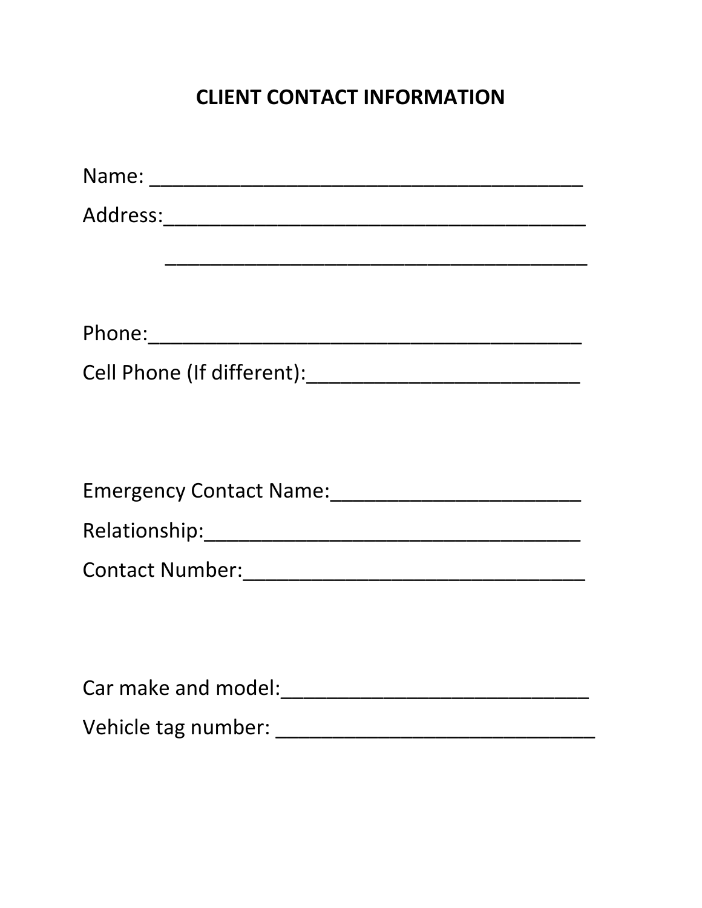# CLIENT CONTACT INFORMATION

Name: _______________________________________

Address:______________________________________

_______________________________________

Phone:_______________________________________

Cell Phone (If different):_________________________

Emergency Contact Name:_______________________

Relationship:__________________________________

Contact Number:_______________________________

Car make and model:____________________________

Vehicle tag number: _____________________________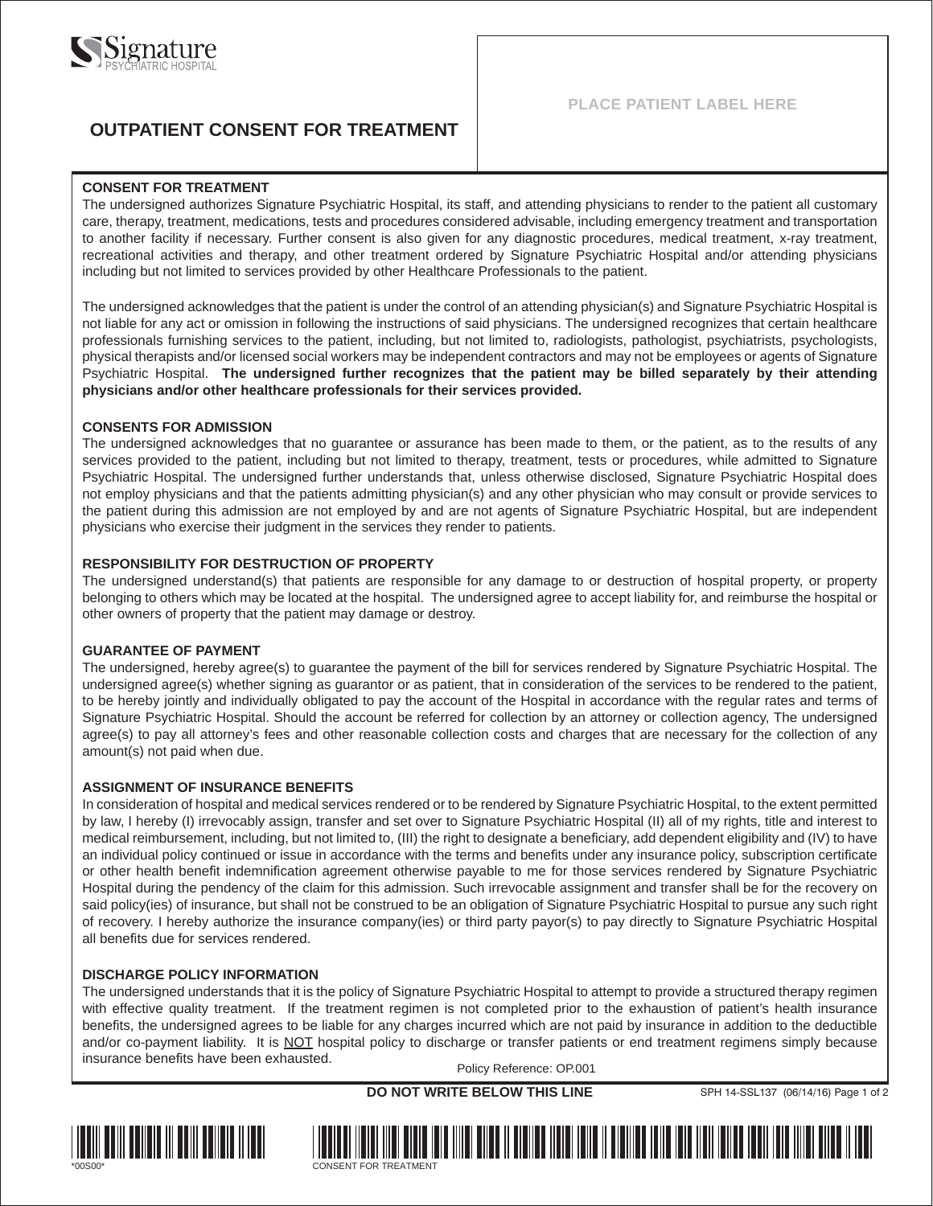Signature PSYCHIATRIC HOSPITAL

# OUTPATIENT CONSENT FOR TREATMENT

PLACE PATIENT LABEL HERE

## CONSENT FOR TREATMENT

The undersigned authorizes Signature Psychiatric Hospital, its staff, and attending physicians to render to the patient all customary care, therapy, treatment, medications, tests and procedures considered advisable, including emergency treatment and transportation to another facility if necessary. Further consent is also given for any diagnostic procedures, medical treatment, x-ray treatment, recreational activities and therapy, and other treatment ordered by Signature Psychiatric Hospital and/or attending physicians including but not limited to services provided by other Healthcare Professionals to the patient.

The undersigned acknowledges that the patient is under the control of an attending physician(s) and Signature Psychiatric Hospital is not liable for any act or omission in following the instructions of said physicians. The undersigned recognizes that certain healthcare professionals furnishing services to the patient, including, but not limited to, radiologists, pathologist, psychiatrists, psychologists, physical therapists and/or licensed social workers may be independent contractors and may not be employees or agents of Signature Psychiatric Hospital. **The undersigned further recognizes that the patient may be billed separately by their attending physicians and/or other healthcare professionals for their services provided.**

## CONSENTS FOR ADMISSION

The undersigned acknowledges that no guarantee or assurance has been made to them, or the patient, as to the results of any services provided to the patient, including but not limited to therapy, treatment, tests or procedures, while admitted to Signature Psychiatric Hospital. The undersigned further understands that, unless otherwise disclosed, Signature Psychiatric Hospital does not employ physicians and that the patients admitting physician(s) and any other physician who may consult or provide services to the patient during this admission are not employed by and are not agents of Signature Psychiatric Hospital, but are independent physicians who exercise their judgment in the services they render to patients.

## RESPONSIBILITY FOR DESTRUCTION OF PROPERTY

The undersigned understand(s) that patients are responsible for any damage to or destruction of hospital property, or property belonging to others which may be located at the hospital. The undersigned agree to accept liability for, and reimburse the hospital or other owners of property that the patient may damage or destroy.

## GUARANTEE OF PAYMENT

The undersigned, hereby agree(s) to guarantee the payment of the bill for services rendered by Signature Psychiatric Hospital. The undersigned agree(s) whether signing as guarantor or as patient, that in consideration of the services to be rendered to the patient, to be hereby jointly and individually obligated to pay the account of the Hospital in accordance with the regular rates and terms of Signature Psychiatric Hospital. Should the account be referred for collection by an attorney or collection agency, The undersigned agree(s) to pay all attorney's fees and other reasonable collection costs and charges that are necessary for the collection of any amount(s) not paid when due.

## ASSIGNMENT OF INSURANCE BENEFITS

In consideration of hospital and medical services rendered or to be rendered by Signature Psychiatric Hospital, to the extent permitted by law, I hereby (I) irrevocably assign, transfer and set over to Signature Psychiatric Hospital (II) all of my rights, title and interest to medical reimbursement, including, but not limited to, (III) the right to designate a beneficiary, add dependent eligibility and (IV) to have an individual policy continued or issue in accordance with the terms and benefits under any insurance policy, subscription certificate or other health benefit indemnification agreement otherwise payable to me for those services rendered by Signature Psychiatric Hospital during the pendency of the claim for this admission. Such irrevocable assignment and transfer shall be for the recovery on said policy(ies) of insurance, but shall not be construed to be an obligation of Signature Psychiatric Hospital to pursue any such right of recovery. I hereby authorize the insurance company(ies) or third party payor(s) to pay directly to Signature Psychiatric Hospital all benefits due for services rendered.

## DISCHARGE POLICY INFORMATION

The undersigned understands that it is the policy of Signature Psychiatric Hospital to attempt to provide a structured therapy regimen with effective quality treatment. If the treatment regimen is not completed prior to the exhaustion of patient's health insurance benefits, the undersigned agrees to be liable for any charges incurred which are not paid by insurance in addition to the deductible and/or co-payment liability. It is NOT hospital policy to discharge or transfer patients or end treatment regimens simply because insurance benefits have been exhausted.

Policy Reference: OP.001

**DO NOT WRITE BELOW THIS LINE**

SPH 14-SSL137 (06/14/16)

*00S00*

CONSENT FOR TREATMENT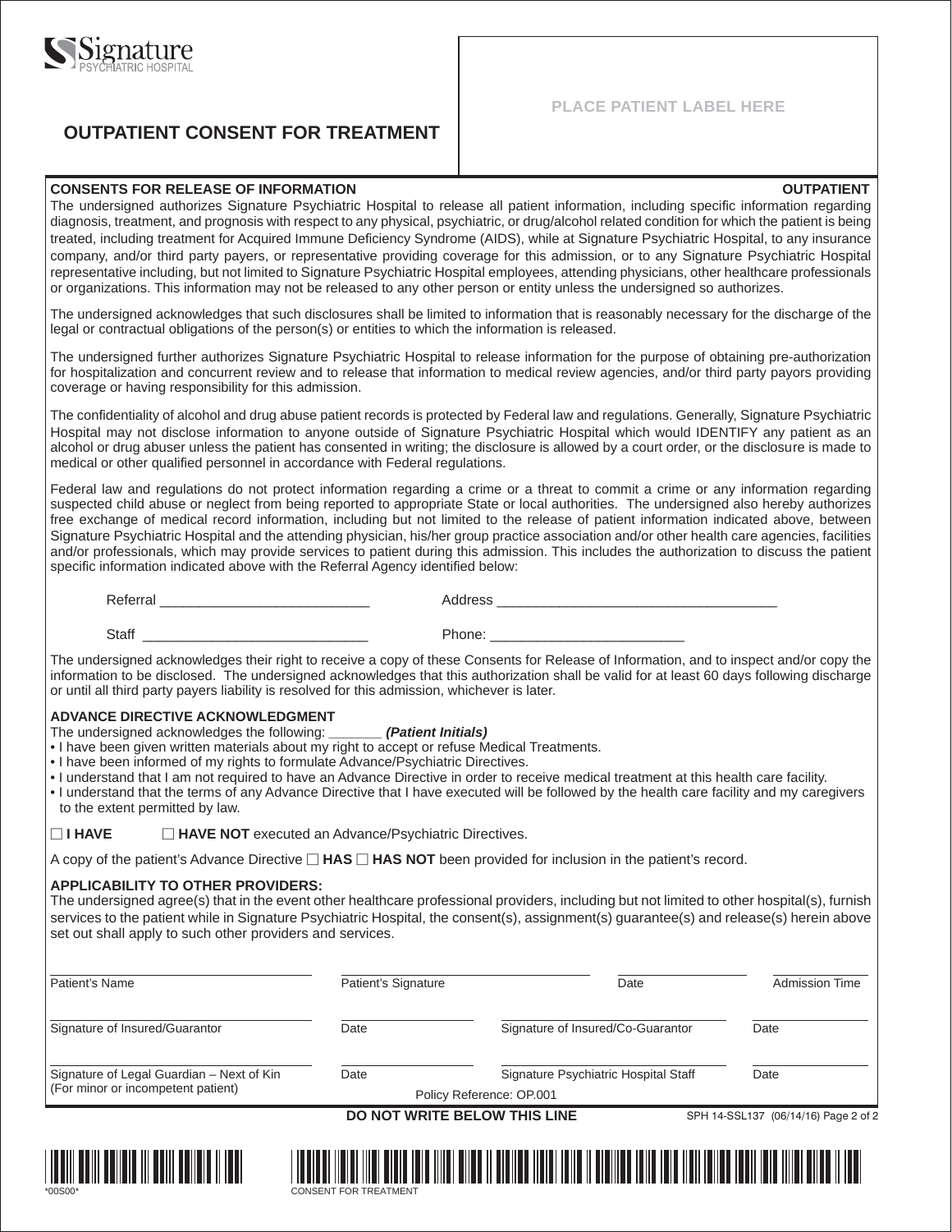Signature
PSYCHIATRIC HOSPITAL

# OUTPATIENT CONSENT FOR TREATMENT

PLACE PATIENT LABEL HERE

**CONSENTS FOR RELEASE OF INFORMATION** **OUTPATIENT**

The undersigned authorizes Signature Psychiatric Hospital to release all patient information, including specific information regarding diagnosis, treatment, and prognosis with respect to any physical, psychiatric, or drug/alcohol related condition for which the patient is being treated, including treatment for Acquired Immune Deficiency Syndrome (AIDS), while at Signature Psychiatric Hospital, to any insurance company, and/or third party payers, or representative providing coverage for this admission, or to any Signature Psychiatric Hospital representative including, but not limited to Signature Psychiatric Hospital employees, attending physicians, other healthcare professionals or organizations. This information may not be released to any other person or entity unless the undersigned so authorizes.

The undersigned acknowledges that such disclosures shall be limited to information that is reasonably necessary for the discharge of the legal or contractual obligations of the person(s) or entities to which the information is released.

The undersigned further authorizes Signature Psychiatric Hospital to release information for the purpose of obtaining pre-authorization for hospitalization and concurrent review and to release that information to medical review agencies, and/or third party payors providing coverage or having responsibility for this admission.

The confidentiality of alcohol and drug abuse patient records is protected by Federal law and regulations. Generally, Signature Psychiatric Hospital may not disclose information to anyone outside of Signature Psychiatric Hospital which would IDENTIFY any patient as an alcohol or drug abuser unless the patient has consented in writing; the disclosure is allowed by a court order, or the disclosure is made to medical or other qualified personnel in accordance with Federal regulations.

Federal law and regulations do not protect information regarding a crime or a threat to commit a crime or any information regarding suspected child abuse or neglect from being reported to appropriate State or local authorities. The undersigned also hereby authorizes free exchange of medical record information, including but not limited to the release of patient information indicated above, between Signature Psychiatric Hospital and the attending physician, his/her group practice association and/or other health care agencies, facilities and/or professionals, which may provide services to patient during this admission. This includes the authorization to discuss the patient specific information indicated above with the Referral Agency identified below:

Referral ___________________________ Address ____________________________________

Staff _____________________________ Phone: _________________________

The undersigned acknowledges their right to receive a copy of these Consents for Release of Information, and to inspect and/or copy the information to be disclosed. The undersigned acknowledges that this authorization shall be valid for at least 60 days following discharge or until all third party payers liability is resolved for this admission, whichever is later.

**ADVANCE DIRECTIVE ACKNOWLEDGMENT**

The undersigned acknowledges the following: _______ ***(Patient Initials)***

- I have been given written materials about my right to accept or refuse Medical Treatments.
- I have been informed of my rights to formulate Advance/Psychiatric Directives.
- I understand that I am not required to have an Advance Directive in order to receive medical treatment at this health care facility.
- I understand that the terms of any Advance Directive that I have executed will be followed by the health care facility and my caregivers to the extent permitted by law.

☐ **I HAVE** ☐ **HAVE NOT** executed an Advance/Psychiatric Directives.

A copy of the patient's Advance Directive ☐ **HAS** ☐ **HAS NOT** been provided for inclusion in the patient's record.

**APPLICABILITY TO OTHER PROVIDERS:**

The undersigned agree(s) that in the event other healthcare professional providers, including but not limited to other hospital(s), furnish services to the patient while in Signature Psychiatric Hospital, the consent(s), assignment(s) guarantee(s) and release(s) herein above set out shall apply to such other providers and services.

| | | | |
|---|---|---|---|
| Patient's Name | Patient's Signature | Date | Admission Time |
| Signature of Insured/Guarantor | Date | Signature of Insured/Co-Guarantor | Date |
| Signature of Legal Guardian – Next of Kin (For minor or incompetent patient) | Date | Signature Psychiatric Hospital Staff | Date |

Policy Reference: OP.001

**DO NOT WRITE BELOW THIS LINE**

SPH 14-SSL137 (06/14/16)

*00S00*

CONSENT FOR TREATMENT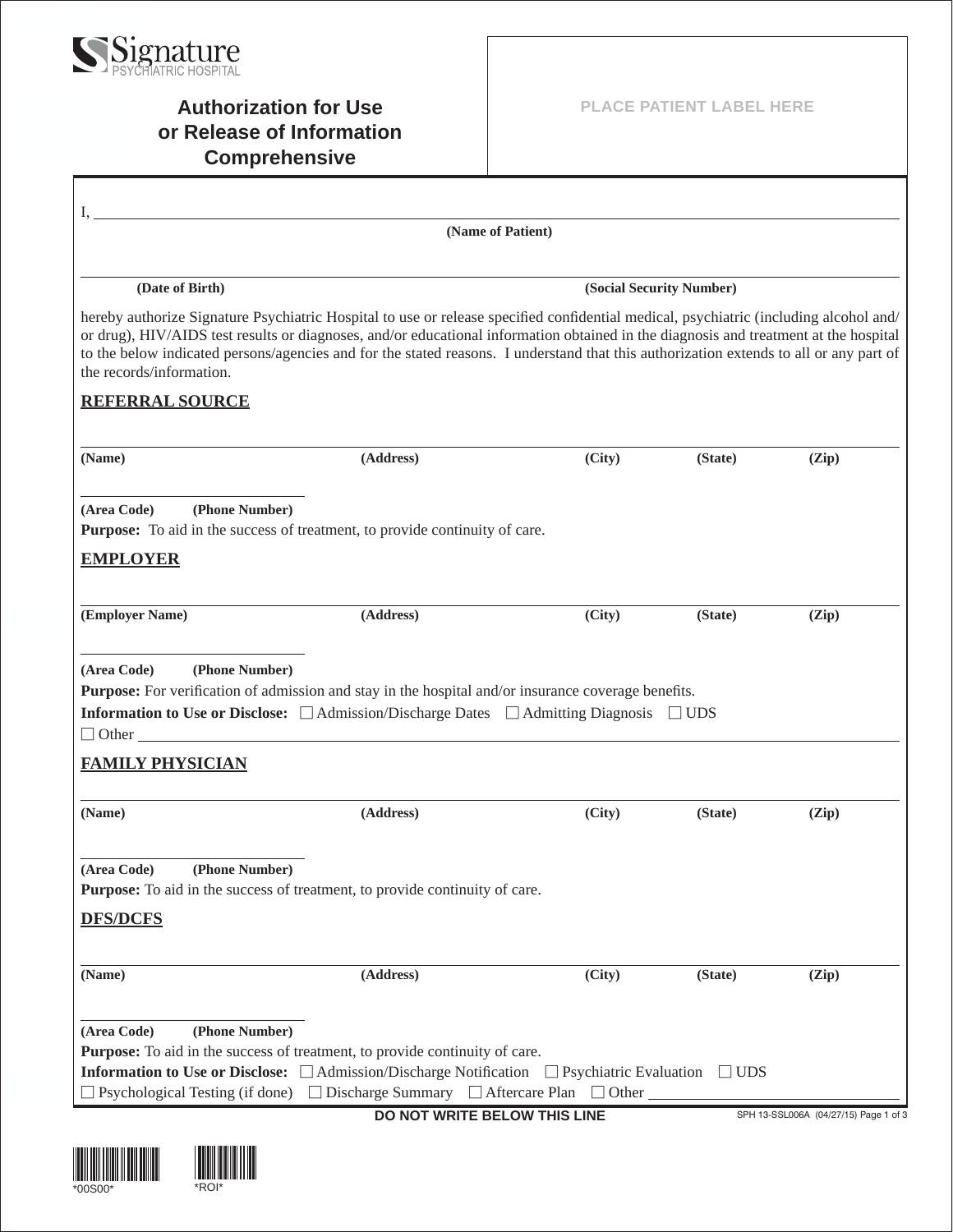Signature PSYCHIATRIC HOSPITAL

# Authorization for Use or Release of Information Comprehensive

PLACE PATIENT LABEL HERE

I, ______________________________________________

**(Name of Patient)**

______________________________________________

**(Date of Birth)** **(Social Security Number)**

hereby authorize Signature Psychiatric Hospital to use or release specified confidential medical, psychiatric (including alcohol and/or drug), HIV/AIDS test results or diagnoses, and/or educational information obtained in the diagnosis and treatment at the hospital to the below indicated persons/agencies and for the stated reasons. I understand that this authorization extends to all or any part of the records/information.

## REFERRAL SOURCE

______________________________________________

**(Name)** **(Address)** **(City)** **(State)** **(Zip)**

______________________

**(Area Code)** **(Phone Number)**

**Purpose:** To aid in the success of treatment, to provide continuity of care.

## EMPLOYER

______________________________________________

**(Employer Name)** **(Address)** **(City)** **(State)** **(Zip)**

______________________

**(Area Code)** **(Phone Number)**

**Purpose:** For verification of admission and stay in the hospital and/or insurance coverage benefits.

**Information to Use or Disclose:** ☐ Admission/Discharge Dates ☐ Admitting Diagnosis ☐ UDS

☐ Other ______________________________________________

## FAMILY PHYSICIAN

______________________________________________

**(Name)** **(Address)** **(City)** **(State)** **(Zip)**

______________________

**(Area Code)** **(Phone Number)**

**Purpose:** To aid in the success of treatment, to provide continuity of care.

## DFS/DCFS

______________________________________________

**(Name)** **(Address)** **(City)** **(State)** **(Zip)**

______________________

**(Area Code)** **(Phone Number)**

**Purpose:** To aid in the success of treatment, to provide continuity of care.

**Information to Use or Disclose:** ☐ Admission/Discharge Notification ☐ Psychiatric Evaluation ☐ UDS

☐ Psychological Testing (if done) ☐ Discharge Summary ☐ Aftercare Plan ☐ Other ______________________

DO NOT WRITE BELOW THIS LINE

SPH 13-SSL006A (04/27/15)

*00S00* *ROI*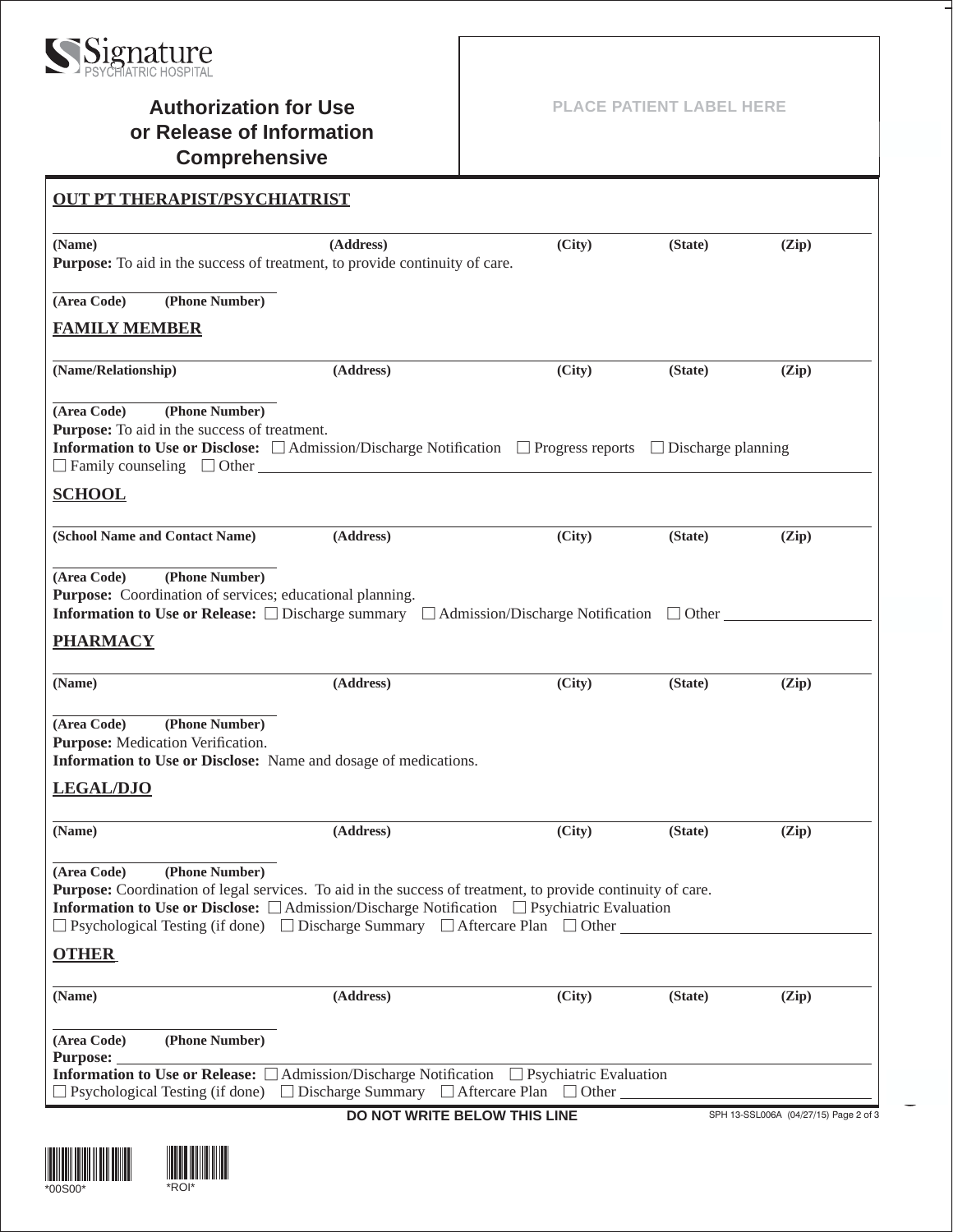Signature PSYCHIATRIC HOSPITAL

# Authorization for Use or Release of Information Comprehensive

PLACE PATIENT LABEL HERE

## OUT PT THERAPIST/PSYCHIATRIST

**(Name)** **(Address)** **(City)** **(State)** **(Zip)**

**Purpose:** To aid in the success of treatment, to provide continuity of care.

**(Area Code)** **(Phone Number)**

## FAMILY MEMBER

**(Name/Relationship)** **(Address)** **(City)** **(State)** **(Zip)**

**(Area Code)** **(Phone Number)**

**Purpose:** To aid in the success of treatment.

**Information to Use or Disclose:** ☐ Admission/Discharge Notification ☐ Progress reports ☐ Discharge planning ☐ Family counseling ☐ Other ____________

## SCHOOL

**(School Name and Contact Name)** **(Address)** **(City)** **(State)** **(Zip)**

**(Area Code)** **(Phone Number)**

**Purpose:** Coordination of services; educational planning.

**Information to Use or Release:** ☐ Discharge summary ☐ Admission/Discharge Notification ☐ Other ____________

## PHARMACY

**(Name)** **(Address)** **(City)** **(State)** **(Zip)**

**(Area Code)** **(Phone Number)**

**Purpose:** Medication Verification.

**Information to Use or Disclose:** Name and dosage of medications.

## LEGAL/DJO

**(Name)** **(Address)** **(City)** **(State)** **(Zip)**

**(Area Code)** **(Phone Number)**

**Purpose:** Coordination of legal services. To aid in the success of treatment, to provide continuity of care.

**Information to Use or Disclose:** ☐ Admission/Discharge Notification ☐ Psychiatric Evaluation ☐ Psychological Testing (if done) ☐ Discharge Summary ☐ Aftercare Plan ☐ Other ____________

## OTHER

**(Name)** **(Address)** **(City)** **(State)** **(Zip)**

**(Area Code)** **(Phone Number)**

**Purpose:** ____________

**Information to Use or Release:** ☐ Admission/Discharge Notification ☐ Psychiatric Evaluation ☐ Psychological Testing (if done) ☐ Discharge Summary ☐ Aftercare Plan ☐ Other ____________

**DO NOT WRITE BELOW THIS LINE**

SPH 13-SSL006A (04/27/15)

*00S00* *ROI*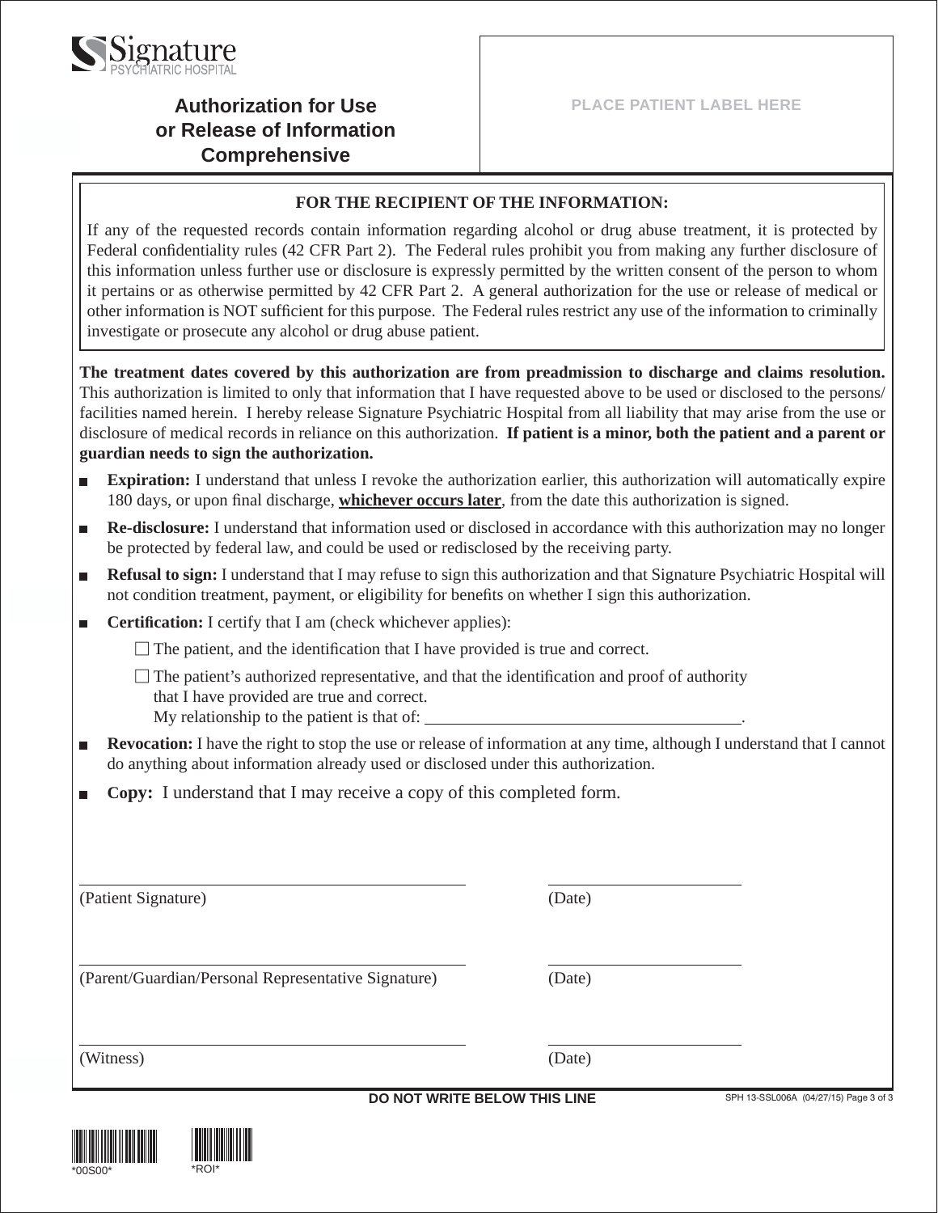Signature
PSYCHIATRIC HOSPITAL

# Authorization for Use or Release of Information Comprehensive

PLACE PATIENT LABEL HERE

**FOR THE RECIPIENT OF THE INFORMATION:**

If any of the requested records contain information regarding alcohol or drug abuse treatment, it is protected by Federal confidentiality rules (42 CFR Part 2). The Federal rules prohibit you from making any further disclosure of this information unless further use or disclosure is expressly permitted by the written consent of the person to whom it pertains or as otherwise permitted by 42 CFR Part 2. A general authorization for the use or release of medical or other information is NOT sufficient for this purpose. The Federal rules restrict any use of the information to criminally investigate or prosecute any alcohol or drug abuse patient.

**The treatment dates covered by this authorization are from preadmission to discharge and claims resolution.** This authorization is limited to only that information that I have requested above to be used or disclosed to the persons/facilities named herein. I hereby release Signature Psychiatric Hospital from all liability that may arise from the use or disclosure of medical records in reliance on this authorization. **If patient is a minor, both the patient and a parent or guardian needs to sign the authorization.**

- **Expiration:** I understand that unless I revoke the authorization earlier, this authorization will automatically expire 180 days, or upon final discharge, **whichever occurs later**, from the date this authorization is signed.
- **Re-disclosure:** I understand that information used or disclosed in accordance with this authorization may no longer be protected by federal law, and could be used or redisclosed by the receiving party.
- **Refusal to sign:** I understand that I may refuse to sign this authorization and that Signature Psychiatric Hospital will not condition treatment, payment, or eligibility for benefits on whether I sign this authorization.
- **Certification:** I certify that I am (check whichever applies):
  - ☐ The patient, and the identification that I have provided is true and correct.
  - ☐ The patient's authorized representative, and that the identification and proof of authority that I have provided are true and correct.
    My relationship to the patient is that of: ______________________________.
- **Revocation:** I have the right to stop the use or release of information at any time, although I understand that I cannot do anything about information already used or disclosed under this authorization.
- **Copy:** I understand that I may receive a copy of this completed form.

______________________________ ______________________________
(Patient Signature) (Date)

______________________________ ______________________________
(Parent/Guardian/Personal Representative Signature) (Date)

______________________________ ______________________________
(Witness) (Date)

**DO NOT WRITE BELOW THIS LINE**

SPH 13-SSL006A (04/27/15)

*00S00* *ROI*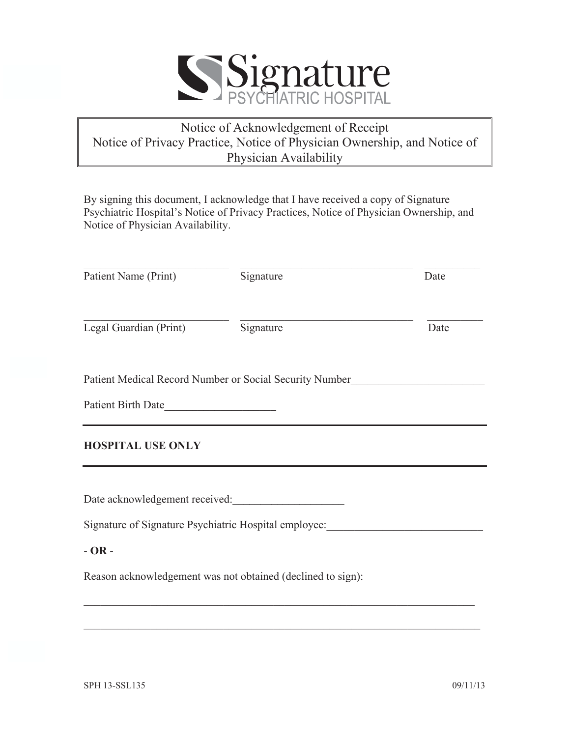# Signature
## PSYCHIATRIC HOSPITAL

**Notice of Acknowledgement of Receipt**
**Notice of Privacy Practice, Notice of Physician Ownership, and Notice of Physician Availability**

By signing this document, I acknowledge that I have received a copy of Signature Psychiatric Hospital's Notice of Privacy Practices, Notice of Physician Ownership, and Notice of Physician Availability.

___________________________ ________________________________ __________
Patient Name (Print) Signature Date

___________________________ ________________________________ __________
Legal Guardian (Print) Signature Date

Patient Medical Record Number or Social Security Number________________________

Patient Birth Date____________________

---

**HOSPITAL USE ONLY**

---

Date acknowledgement received:____________________

Signature of Signature Psychiatric Hospital employee:____________________________

**- OR -**

Reason acknowledgement was not obtained (declined to sign):

________________________________________________________________________

________________________________________________________________________

SPH 13-SSL135 09/11/13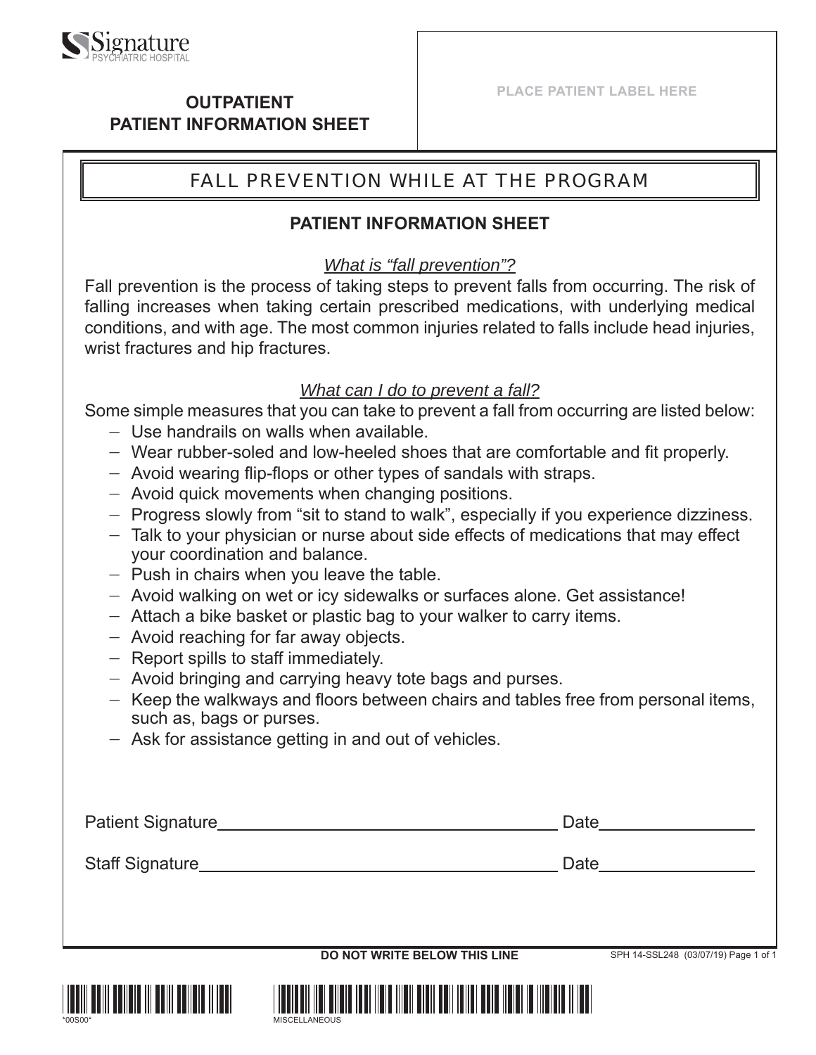Signature
PSYCHIATRIC HOSPITAL

**OUTPATIENT**
**PATIENT INFORMATION SHEET**

PLACE PATIENT LABEL HERE

# FALL PREVENTION WHILE AT THE PROGRAM

## PATIENT INFORMATION SHEET

*What is "fall prevention"?*

Fall prevention is the process of taking steps to prevent falls from occurring. The risk of falling increases when taking certain prescribed medications, with underlying medical conditions, and with age. The most common injuries related to falls include head injuries, wrist fractures and hip fractures.

*What can I do to prevent a fall?*

Some simple measures that you can take to prevent a fall from occurring are listed below:

- Use handrails on walls when available.
- Wear rubber-soled and low-heeled shoes that are comfortable and fit properly.
- Avoid wearing flip-flops or other types of sandals with straps.
- Avoid quick movements when changing positions.
- Progress slowly from "sit to stand to walk", especially if you experience dizziness.
- Talk to your physician or nurse about side effects of medications that may effect your coordination and balance.
- Push in chairs when you leave the table.
- Avoid walking on wet or icy sidewalks or surfaces alone. Get assistance!
- Attach a bike basket or plastic bag to your walker to carry items.
- Avoid reaching for far away objects.
- Report spills to staff immediately.
- Avoid bringing and carrying heavy tote bags and purses.
- Keep the walkways and floors between chairs and tables free from personal items, such as, bags or purses.
- Ask for assistance getting in and out of vehicles.

Patient Signature\_\_\_\_\_\_\_\_\_\_\_\_\_\_\_\_\_\_\_\_\_\_\_\_\_\_\_\_\_\_\_\_\_\_ Date\_\_\_\_\_\_\_\_\_\_\_\_\_\_\_\_

Staff Signature\_\_\_\_\_\_\_\_\_\_\_\_\_\_\_\_\_\_\_\_\_\_\_\_\_\_\_\_\_\_\_\_\_\_\_\_ Date\_\_\_\_\_\_\_\_\_\_\_\_\_\_\_\_

**DO NOT WRITE BELOW THIS LINE**

SPH 14-SSL248 (03/07/19)

*00S00*

MISCELLANEOUS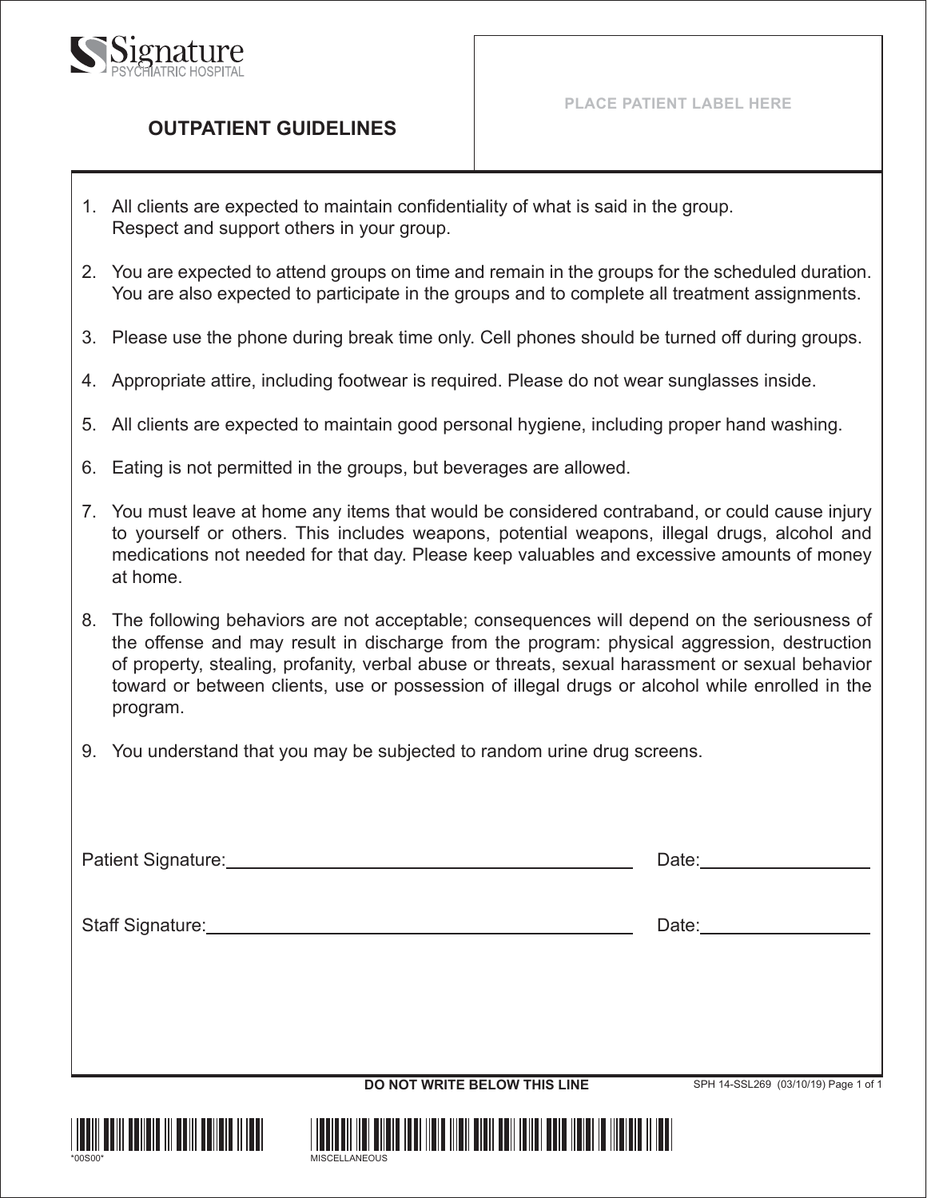Signature
PSYCHIATRIC HOSPITAL

PLACE PATIENT LABEL HERE

# OUTPATIENT GUIDELINES

1. All clients are expected to maintain confidentiality of what is said in the group. Respect and support others in your group.
2. You are expected to attend groups on time and remain in the groups for the scheduled duration. You are also expected to participate in the groups and to complete all treatment assignments.
3. Please use the phone during break time only. Cell phones should be turned off during groups.
4. Appropriate attire, including footwear is required. Please do not wear sunglasses inside.
5. All clients are expected to maintain good personal hygiene, including proper hand washing.
6. Eating is not permitted in the groups, but beverages are allowed.
7. You must leave at home any items that would be considered contraband, or could cause injury to yourself or others. This includes weapons, potential weapons, illegal drugs, alcohol and medications not needed for that day. Please keep valuables and excessive amounts of money at home.
8. The following behaviors are not acceptable; consequences will depend on the seriousness of the offense and may result in discharge from the program: physical aggression, destruction of property, stealing, profanity, verbal abuse or threats, sexual harassment or sexual behavior toward or between clients, use or possession of illegal drugs or alcohol while enrolled in the program.
9. You understand that you may be subjected to random urine drug screens.

Patient Signature:\_\_\_\_\_\_\_\_\_\_\_\_\_\_\_\_\_\_\_\_\_\_\_\_\_\_\_\_\_\_\_\_ Date:\_\_\_\_\_\_\_\_\_\_\_\_\_\_\_\_

Staff Signature:\_\_\_\_\_\_\_\_\_\_\_\_\_\_\_\_\_\_\_\_\_\_\_\_\_\_\_\_\_\_\_\_\_\_ Date:\_\_\_\_\_\_\_\_\_\_\_\_\_\_\_\_

**DO NOT WRITE BELOW THIS LINE**

SPH 14-SSL269 (03/10/19)

\*00S00\*

MISCELLANEOUS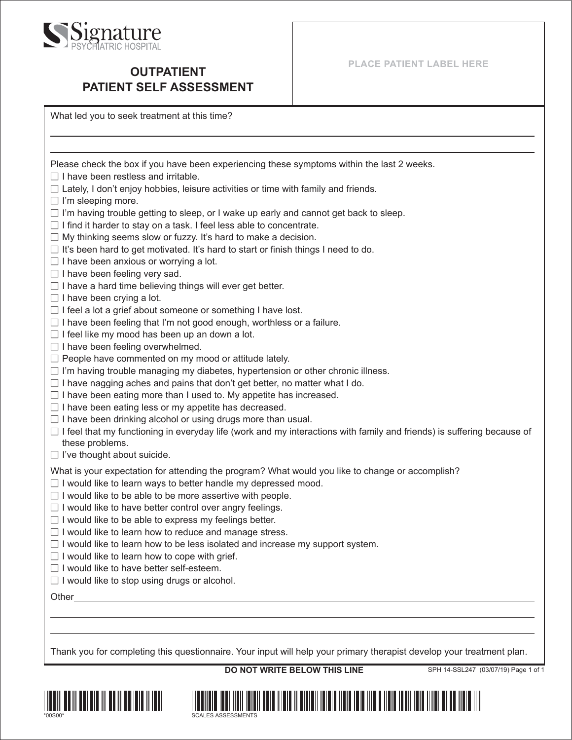Signature PSYCHIATRIC HOSPITAL

# OUTPATIENT PATIENT SELF ASSESSMENT

PLACE PATIENT LABEL HERE

What led you to seek treatment at this time?

______________________________________________________________________

______________________________________________________________________

Please check the box if you have been experiencing these symptoms within the last 2 weeks.

- ☐ I have been restless and irritable.
- ☐ Lately, I don't enjoy hobbies, leisure activities or time with family and friends.
- ☐ I'm sleeping more.
- ☐ I'm having trouble getting to sleep, or I wake up early and cannot get back to sleep.
- ☐ I find it harder to stay on a task. I feel less able to concentrate.
- ☐ My thinking seems slow or fuzzy. It's hard to make a decision.
- ☐ It's been hard to get motivated. It's hard to start or finish things I need to do.
- ☐ I have been anxious or worrying a lot.
- ☐ I have been feeling very sad.
- ☐ I have a hard time believing things will ever get better.
- ☐ I have been crying a lot.
- ☐ I feel a lot a grief about someone or something I have lost.
- ☐ I have been feeling that I'm not good enough, worthless or a failure.
- ☐ I feel like my mood has been up an down a lot.
- ☐ I have been feeling overwhelmed.
- ☐ People have commented on my mood or attitude lately.
- ☐ I'm having trouble managing my diabetes, hypertension or other chronic illness.
- ☐ I have nagging aches and pains that don't get better, no matter what I do.
- ☐ I have been eating more than I used to. My appetite has increased.
- ☐ I have been eating less or my appetite has decreased.
- ☐ I have been drinking alcohol or using drugs more than usual.
- ☐ I feel that my functioning in everyday life (work and my interactions with family and friends) is suffering because of these problems.
- ☐ I've thought about suicide.

What is your expectation for attending the program? What would you like to change or accomplish?

- ☐ I would like to learn ways to better handle my depressed mood.
- ☐ I would like to be able to be more assertive with people.
- ☐ I would like to have better control over angry feelings.
- ☐ I would like to be able to express my feelings better.
- ☐ I would like to learn how to reduce and manage stress.
- ☐ I would like to learn how to be less isolated and increase my support system.
- ☐ I would like to learn how to cope with grief.
- ☐ I would like to have better self-esteem.
- ☐ I would like to stop using drugs or alcohol.

Other______________________________________________________________________

______________________________________________________________________

______________________________________________________________________

Thank you for completing this questionnaire. Your input will help your primary therapist develop your treatment plan.

**DO NOT WRITE BELOW THIS LINE**

SPH 14-SSL247 (03/07/19)

*00S00*

SCALES ASSESSMENTS